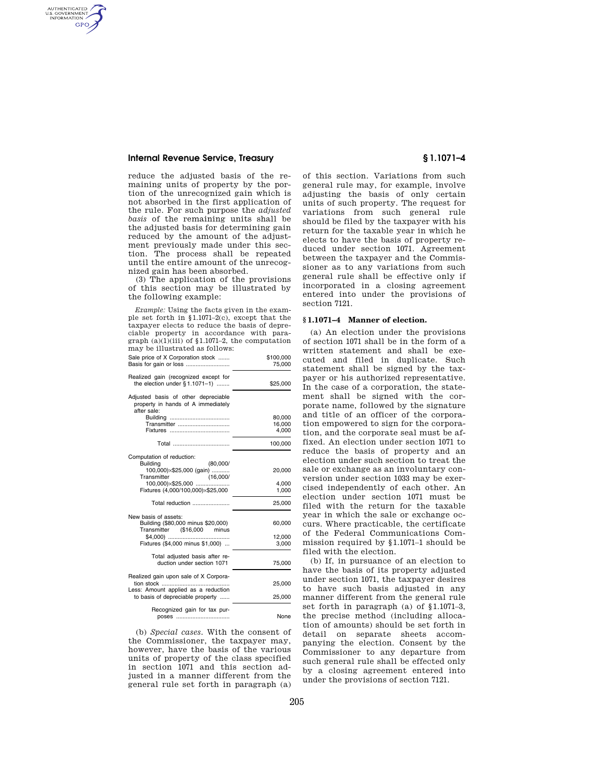reduce the adjusted basis of the remaining units of property by the portion of the unrecognized gain which is not absorbed in the first application of the rule. For such purpose the *adjusted basis* of the remaining units shall be the adjusted basis for determining gain reduced by the amount of the adjustment previously made under this section. The process shall be repeated until the entire amount of the unrecognized gain has been absorbed.

(3) The application of the provisions of this section may be illustrated by the following example:

*Example:* Using the facts given in the example set forth in §1.1071–2(c), except that the taxpayer elects to reduce the basis of depreciable property in accordance with paragraph (a)(1)(iii) of §1.1071–2, the computation may be illustrated as follows:

| | |
|---|---|
| Sale price of X Corporation stock | $100,000 |
| Basis for gain or loss | 75,000 |
| Realized gain (recognized except for the election under §1.1071–1) | $25,000 |
| Adjusted basis of other depreciable property in hands of A immediately after sale: | |
| Building | 80,000 |
| Transmitter | 16,000 |
| Fixtures | 4,000 |
| Total | 100,000 |
| Computation of reduction: | |
| Building (80,000/100,000)×$25,000 (gain) | 20,000 |
| Transmitter (16,000/100,000)×$25,000 | 4,000 |
| Fixtures (4,000/100,000)×$25,000 | 1,000 |
| Total reduction | 25,000 |
| New basis of assets: | |
| Building ($80,000 minus $20,000) | 60,000 |
| Transmitter ($16,000 minus $4,000) | 12,000 |
| Fixtures ($4,000 minus $1,000) | 3,000 |
| Total adjusted basis after reduction under section 1071 | 75,000 |
| Realized gain upon sale of X Corporation stock | 25,000 |
| Less: Amount applied as a reduction to basis of depreciable property | 25,000 |
| Recognized gain for tax purposes | None |

(b) *Special cases.* With the consent of the Commissioner, the taxpayer may, however, have the basis of the various units of property of the class specified in section 1071 and this section adjusted in a manner different from the general rule set forth in paragraph (a) of this section. Variations from such general rule may, for example, involve adjusting the basis of only certain units of such property. The request for variations from such general rule should be filed by the taxpayer with his return for the taxable year in which he elects to have the basis of property reduced under section 1071. Agreement between the taxpayer and the Commissioner as to any variations from such general rule shall be effective only if incorporated in a closing agreement entered into under the provisions of section 7121.

## §1.1071–4 Manner of election.

(a) An election under the provisions of section 1071 shall be in the form of a written statement and shall be executed and filed in duplicate. Such statement shall be signed by the taxpayer or his authorized representative. In the case of a corporation, the statement shall be signed with the corporate name, followed by the signature and title of an officer of the corporation empowered to sign for the corporation, and the corporate seal must be affixed. An election under section 1071 to reduce the basis of property and an election under such section to treat the sale or exchange as an involuntary conversion under section 1033 may be exercised independently of each other. An election under section 1071 must be filed with the return for the taxable year in which the sale or exchange occurs. Where practicable, the certificate of the Federal Communications Commission required by §1.1071–1 should be filed with the election.

(b) If, in pursuance of an election to have the basis of its property adjusted under section 1071, the taxpayer desires to have such basis adjusted in any manner different from the general rule set forth in paragraph (a) of §1.1071–3, the precise method (including allocation of amounts) should be set forth in detail on separate sheets accompanying the election. Consent by the Commissioner to any departure from such general rule shall be effected only by a closing agreement entered into under the provisions of section 7121.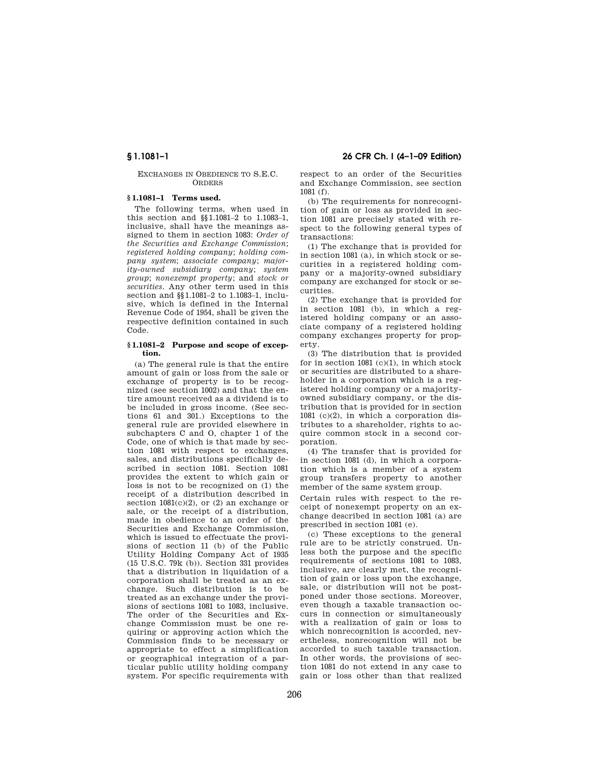### EXCHANGES IN OBEDIENCE TO S.E.C. ORDERS

#### § 1.1081–1 Terms used.

The following terms, when used in this section and §§ 1.1081–2 to 1.1083–1, inclusive, shall have the meanings assigned to them in section 1083: *Order of the Securities and Exchange Commission*; *registered holding company*; *holding company system*; *associate company*; *majority-owned subsidiary company*; *system group*; *nonexempt property*; and *stock or securities*. Any other term used in this section and §§ 1.1081–2 to 1.1083–1, inclusive, which is defined in the Internal Revenue Code of 1954, shall be given the respective definition contained in such Code.

#### § 1.1081–2 Purpose and scope of exception.

(a) The general rule is that the entire amount of gain or loss from the sale or exchange of property is to be recognized (see section 1002) and that the entire amount received as a dividend is to be included in gross income. (See sections 61 and 301.) Exceptions to the general rule are provided elsewhere in subchapters C and O, chapter 1 of the Code, one of which is that made by section 1081 with respect to exchanges, sales, and distributions specifically described in section 1081. Section 1081 provides the extent to which gain or loss is not to be recognized on (1) the receipt of a distribution described in section 1081(c)(2), or (2) an exchange or sale, or the receipt of a distribution, made in obedience to an order of the Securities and Exchange Commission, which is issued to effectuate the provisions of section 11 (b) of the Public Utility Holding Company Act of 1935 (15 U.S.C. 79k (b)). Section 331 provides that a distribution in liquidation of a corporation shall be treated as an exchange. Such distribution is to be treated as an exchange under the provisions of sections 1081 to 1083, inclusive. The order of the Securities and Exchange Commission must be one requiring or approving action which the Commission finds to be necessary or appropriate to effect a simplification or geographical integration of a particular public utility holding company system. For specific requirements with respect to an order of the Securities and Exchange Commission, see section 1081 (f).

(b) The requirements for nonrecognition of gain or loss as provided in section 1081 are precisely stated with respect to the following general types of transactions:

(1) The exchange that is provided for in section 1081 (a), in which stock or securities in a registered holding company or a majority-owned subsidiary company are exchanged for stock or securities.

(2) The exchange that is provided for in section 1081 (b), in which a registered holding company or an associate company of a registered holding company exchanges property for property.

(3) The distribution that is provided for in section 1081 (c)(1), in which stock or securities are distributed to a shareholder in a corporation which is a registered holding company or a majority-owned subsidiary company, or the distribution that is provided for in section 1081 (c)(2), in which a corporation distributes to a shareholder, rights to acquire common stock in a second corporation.

(4) The transfer that is provided for in section 1081 (d), in which a corporation which is a member of a system group transfers property to another member of the same system group.

Certain rules with respect to the receipt of nonexempt property on an exchange described in section 1081 (a) are prescribed in section 1081 (e).

(c) These exceptions to the general rule are to be strictly construed. Unless both the purpose and the specific requirements of sections 1081 to 1083, inclusive, are clearly met, the recognition of gain or loss upon the exchange, sale, or distribution will not be postponed under those sections. Moreover, even though a taxable transaction occurs in connection or simultaneously with a realization of gain or loss to which nonrecognition is accorded, nevertheless, nonrecognition will not be accorded to such taxable transaction. In other words, the provisions of section 1081 do not extend in any case to gain or loss other than that realized